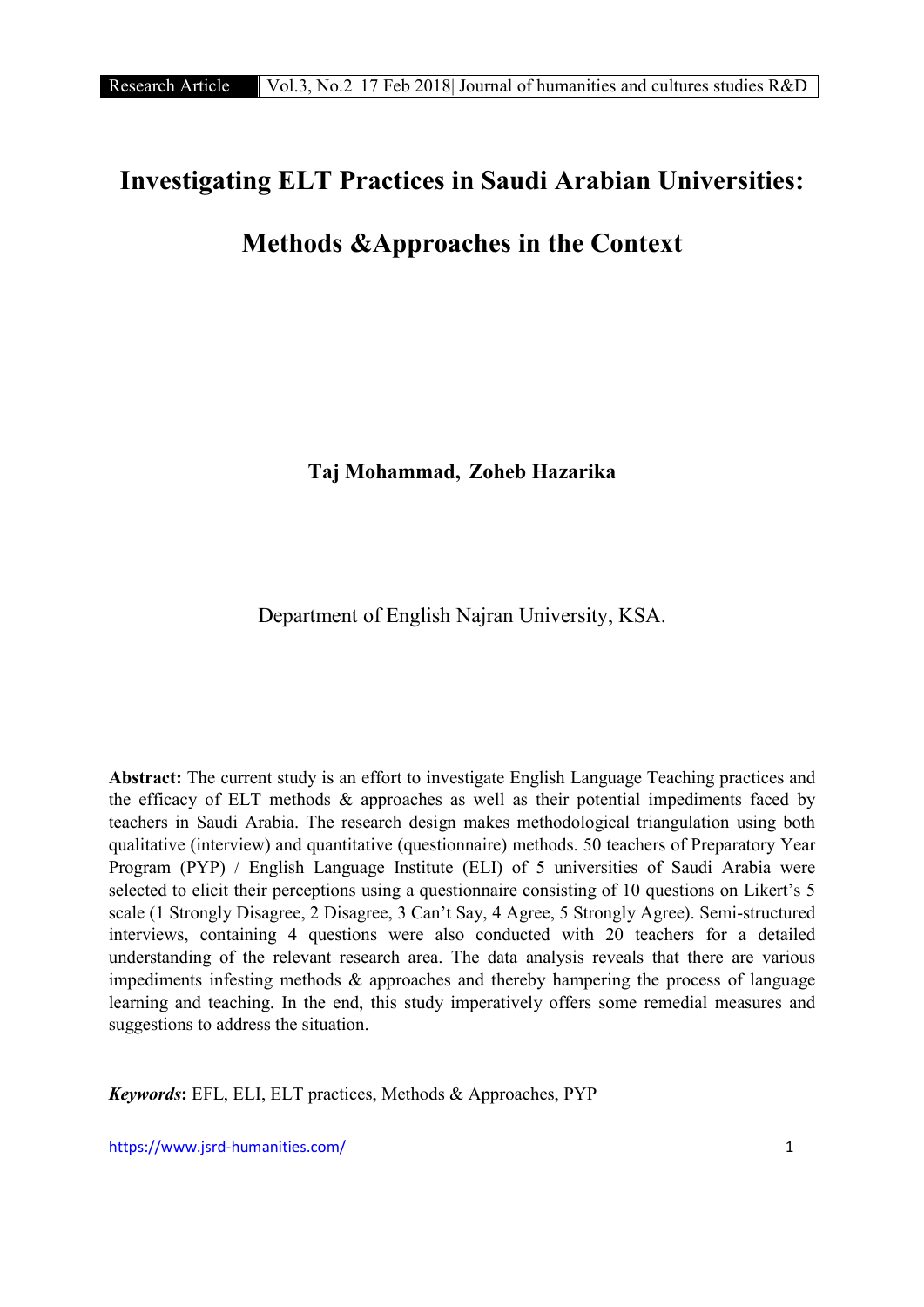# Investigating ELT Practices in Saudi Arabian Universities: Methods &Approaches in the Context

**Taj Mohammad, Zoheb Hazarika**

Department of English Najran University, KSA.

**Abstract:** The current study is an effort to investigate English Language Teaching practices and the efficacy of ELT methods & approaches as well as their potential impediments faced by teachers in Saudi Arabia. The research design makes methodological triangulation using both qualitative (interview) and quantitative (questionnaire) methods. 50 teachers of Preparatory Year Program (PYP) / English Language Institute (ELI) of 5 universities of Saudi Arabia were selected to elicit their perceptions using a questionnaire consisting of 10 questions on Likert's 5 scale (1 Strongly Disagree, 2 Disagree, 3 Can't Say, 4 Agree, 5 Strongly Agree). Semi-structured interviews, containing 4 questions were also conducted with 20 teachers for a detailed understanding of the relevant research area. The data analysis reveals that there are various impediments infesting methods & approaches and thereby hampering the process of language learning and teaching. In the end, this study imperatively offers some remedial measures and suggestions to address the situation.

***Keywords*:** EFL, ELI, ELT practices, Methods & Approaches, PYP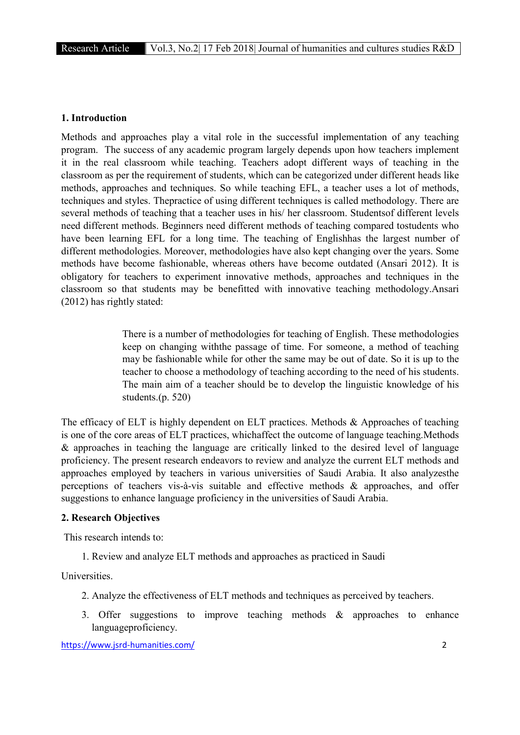## 1. Introduction

Methods and approaches play a vital role in the successful implementation of any teaching program. The success of any academic program largely depends upon how teachers implement it in the real classroom while teaching. Teachers adopt different ways of teaching in the classroom as per the requirement of students, which can be categorized under different heads like methods, approaches and techniques. So while teaching EFL, a teacher uses a lot of methods, techniques and styles. Thepractice of using different techniques is called methodology. There are several methods of teaching that a teacher uses in his/ her classroom. Studentsof different levels need different methods. Beginners need different methods of teaching compared tostudents who have been learning EFL for a long time. The teaching of Englishhas the largest number of different methodologies. Moreover, methodologies have also kept changing over the years. Some methods have become fashionable, whereas others have become outdated (Ansari 2012). It is obligatory for teachers to experiment innovative methods, approaches and techniques in the classroom so that students may be benefitted with innovative teaching methodology.Ansari (2012) has rightly stated:

> There is a number of methodologies for teaching of English. These methodologies keep on changing withthe passage of time. For someone, a method of teaching may be fashionable while for other the same may be out of date. So it is up to the teacher to choose a methodology of teaching according to the need of his students. The main aim of a teacher should be to develop the linguistic knowledge of his students.(p. 520)

The efficacy of ELT is highly dependent on ELT practices. Methods & Approaches of teaching is one of the core areas of ELT practices, whichaffect the outcome of language teaching.Methods & approaches in teaching the language are critically linked to the desired level of language proficiency. The present research endeavors to review and analyze the current ELT methods and approaches employed by teachers in various universities of Saudi Arabia. It also analyzesthe perceptions of teachers vis-à-vis suitable and effective methods & approaches, and offer suggestions to enhance language proficiency in the universities of Saudi Arabia.

## 2. Research Objectives

This research intends to:

1. Review and analyze ELT methods and approaches as practiced in Saudi Universities.
2. Analyze the effectiveness of ELT methods and techniques as perceived by teachers.
3. Offer suggestions to improve teaching methods & approaches to enhance languageproficiency.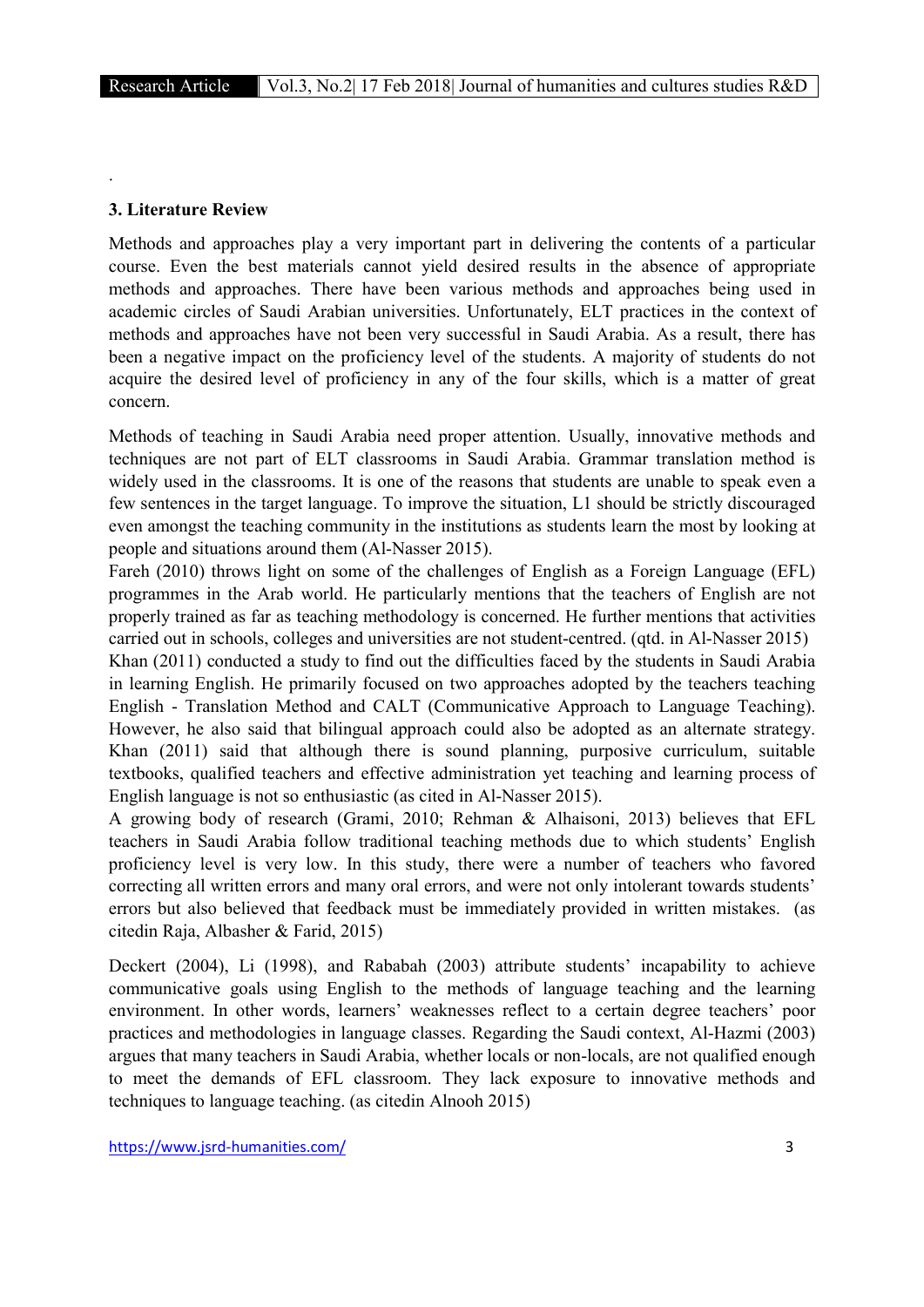## 3. Literature Review

Methods and approaches play a very important part in delivering the contents of a particular course. Even the best materials cannot yield desired results in the absence of appropriate methods and approaches. There have been various methods and approaches being used in academic circles of Saudi Arabian universities. Unfortunately, ELT practices in the context of methods and approaches have not been very successful in Saudi Arabia. As a result, there has been a negative impact on the proficiency level of the students. A majority of students do not acquire the desired level of proficiency in any of the four skills, which is a matter of great concern.

Methods of teaching in Saudi Arabia need proper attention. Usually, innovative methods and techniques are not part of ELT classrooms in Saudi Arabia. Grammar translation method is widely used in the classrooms. It is one of the reasons that students are unable to speak even a few sentences in the target language. To improve the situation, L1 should be strictly discouraged even amongst the teaching community in the institutions as students learn the most by looking at people and situations around them (Al-Nasser 2015).

Fareh (2010) throws light on some of the challenges of English as a Foreign Language (EFL) programmes in the Arab world. He particularly mentions that the teachers of English are not properly trained as far as teaching methodology is concerned. He further mentions that activities carried out in schools, colleges and universities are not student-centred. (qtd. in Al-Nasser 2015)

Khan (2011) conducted a study to find out the difficulties faced by the students in Saudi Arabia in learning English. He primarily focused on two approaches adopted by the teachers teaching English - Translation Method and CALT (Communicative Approach to Language Teaching). However, he also said that bilingual approach could also be adopted as an alternate strategy. Khan (2011) said that although there is sound planning, purposive curriculum, suitable textbooks, qualified teachers and effective administration yet teaching and learning process of English language is not so enthusiastic (as cited in Al-Nasser 2015).

A growing body of research (Grami, 2010; Rehman & Alhaisoni, 2013) believes that EFL teachers in Saudi Arabia follow traditional teaching methods due to which students' English proficiency level is very low. In this study, there were a number of teachers who favored correcting all written errors and many oral errors, and were not only intolerant towards students' errors but also believed that feedback must be immediately provided in written mistakes. (as citedin Raja, Albasher & Farid, 2015)

Deckert (2004), Li (1998), and Rababah (2003) attribute students' incapability to achieve communicative goals using English to the methods of language teaching and the learning environment. In other words, learners' weaknesses reflect to a certain degree teachers' poor practices and methodologies in language classes. Regarding the Saudi context, Al-Hazmi (2003) argues that many teachers in Saudi Arabia, whether locals or non-locals, are not qualified enough to meet the demands of EFL classroom. They lack exposure to innovative methods and techniques to language teaching. (as citedin Alnooh 2015)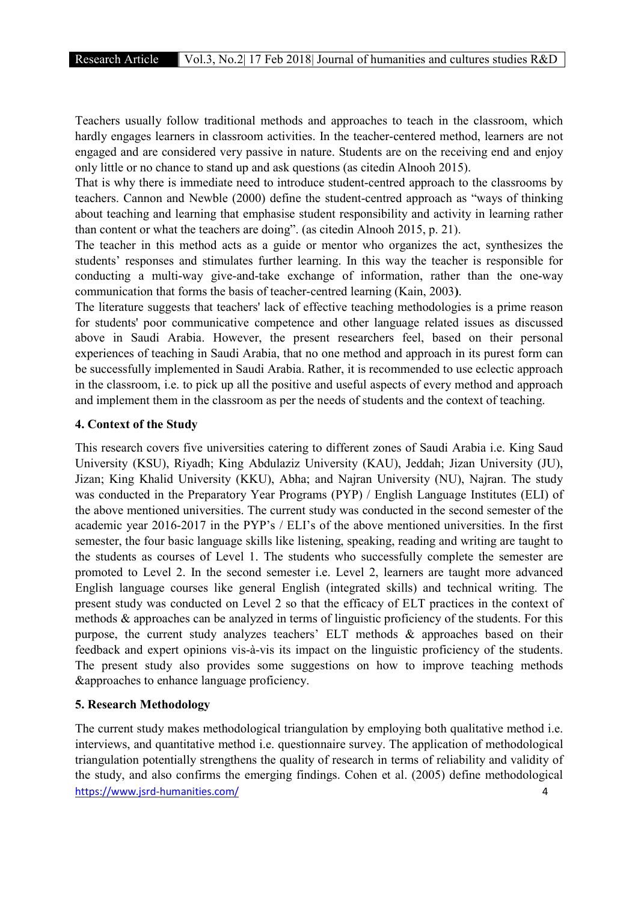Teachers usually follow traditional methods and approaches to teach in the classroom, which hardly engages learners in classroom activities. In the teacher-centered method, learners are not engaged and are considered very passive in nature. Students are on the receiving end and enjoy only little or no chance to stand up and ask questions (as citedin Alnooh 2015).

That is why there is immediate need to introduce student-centred approach to the classrooms by teachers. Cannon and Newble (2000) define the student-centred approach as "ways of thinking about teaching and learning that emphasise student responsibility and activity in learning rather than content or what the teachers are doing". (as citedin Alnooh 2015, p. 21).

The teacher in this method acts as a guide or mentor who organizes the act, synthesizes the students' responses and stimulates further learning. In this way the teacher is responsible for conducting a multi-way give-and-take exchange of information, rather than the one-way communication that forms the basis of teacher-centred learning (Kain, 2003**)**.

The literature suggests that teachers' lack of effective teaching methodologies is a prime reason for students' poor communicative competence and other language related issues as discussed above in Saudi Arabia. However, the present researchers feel, based on their personal experiences of teaching in Saudi Arabia, that no one method and approach in its purest form can be successfully implemented in Saudi Arabia. Rather, it is recommended to use eclectic approach in the classroom, i.e. to pick up all the positive and useful aspects of every method and approach and implement them in the classroom as per the needs of students and the context of teaching.

### 4. Context of the Study

This research covers five universities catering to different zones of Saudi Arabia i.e. King Saud University (KSU), Riyadh; King Abdulaziz University (KAU), Jeddah; Jizan University (JU), Jizan; King Khalid University (KKU), Abha; and Najran University (NU), Najran. The study was conducted in the Preparatory Year Programs (PYP) / English Language Institutes (ELI) of the above mentioned universities. The current study was conducted in the second semester of the academic year 2016-2017 in the PYP's / ELI's of the above mentioned universities. In the first semester, the four basic language skills like listening, speaking, reading and writing are taught to the students as courses of Level 1. The students who successfully complete the semester are promoted to Level 2. In the second semester i.e. Level 2, learners are taught more advanced English language courses like general English (integrated skills) and technical writing. The present study was conducted on Level 2 so that the efficacy of ELT practices in the context of methods & approaches can be analyzed in terms of linguistic proficiency of the students. For this purpose, the current study analyzes teachers' ELT methods & approaches based on their feedback and expert opinions vis-à-vis its impact on the linguistic proficiency of the students. The present study also provides some suggestions on how to improve teaching methods &approaches to enhance language proficiency.

### 5. Research Methodology

The current study makes methodological triangulation by employing both qualitative method i.e. interviews, and quantitative method i.e. questionnaire survey. The application of methodological triangulation potentially strengthens the quality of research in terms of reliability and validity of the study, and also confirms the emerging findings. Cohen et al. (2005) define methodological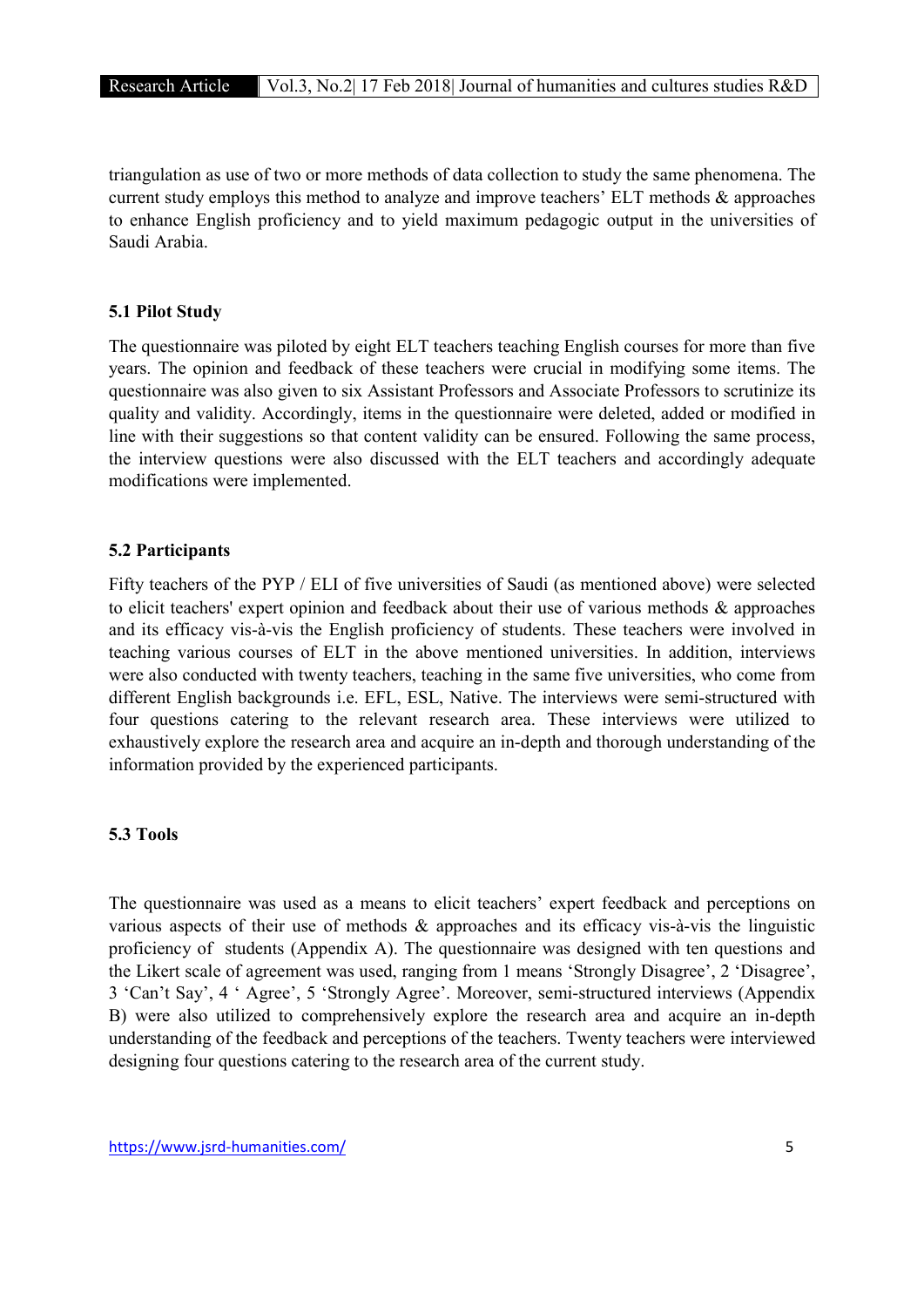triangulation as use of two or more methods of data collection to study the same phenomena. The current study employs this method to analyze and improve teachers' ELT methods & approaches to enhance English proficiency and to yield maximum pedagogic output in the universities of Saudi Arabia.

### 5.1 Pilot Study

The questionnaire was piloted by eight ELT teachers teaching English courses for more than five years. The opinion and feedback of these teachers were crucial in modifying some items. The questionnaire was also given to six Assistant Professors and Associate Professors to scrutinize its quality and validity. Accordingly, items in the questionnaire were deleted, added or modified in line with their suggestions so that content validity can be ensured. Following the same process, the interview questions were also discussed with the ELT teachers and accordingly adequate modifications were implemented.

### 5.2 Participants

Fifty teachers of the PYP / ELI of five universities of Saudi (as mentioned above) were selected to elicit teachers' expert opinion and feedback about their use of various methods & approaches and its efficacy vis-à-vis the English proficiency of students. These teachers were involved in teaching various courses of ELT in the above mentioned universities. In addition, interviews were also conducted with twenty teachers, teaching in the same five universities, who come from different English backgrounds i.e. EFL, ESL, Native. The interviews were semi-structured with four questions catering to the relevant research area. These interviews were utilized to exhaustively explore the research area and acquire an in-depth and thorough understanding of the information provided by the experienced participants.

### 5.3 Tools

The questionnaire was used as a means to elicit teachers' expert feedback and perceptions on various aspects of their use of methods & approaches and its efficacy vis-à-vis the linguistic proficiency of students (Appendix A). The questionnaire was designed with ten questions and the Likert scale of agreement was used, ranging from 1 means 'Strongly Disagree', 2 'Disagree', 3 'Can't Say', 4 ' Agree', 5 'Strongly Agree'. Moreover, semi-structured interviews (Appendix B) were also utilized to comprehensively explore the research area and acquire an in-depth understanding of the feedback and perceptions of the teachers. Twenty teachers were interviewed designing four questions catering to the research area of the current study.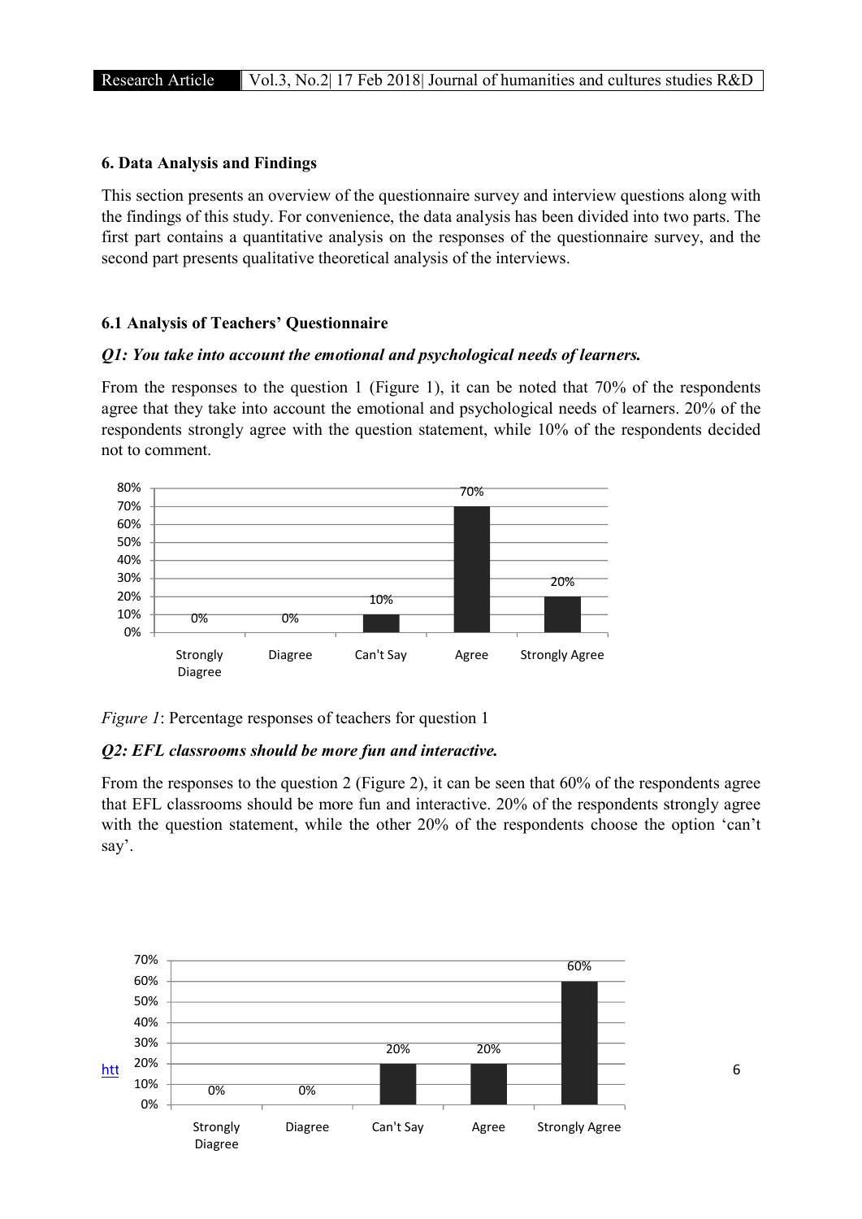## 6. Data Analysis and Findings

This section presents an overview of the questionnaire survey and interview questions along with the findings of this study. For convenience, the data analysis has been divided into two parts. The first part contains a quantitative analysis on the responses of the questionnaire survey, and the second part presents qualitative theoretical analysis of the interviews.

### 6.1 Analysis of Teachers' Questionnaire

***Q1: You take into account the emotional and psychological needs of learners.***

From the responses to the question 1 (Figure 1), it can be noted that 70% of the respondents agree that they take into account the emotional and psychological needs of learners. 20% of the respondents strongly agree with the question statement, while 10% of the respondents decided not to comment.

| Strongly Diagree | Diagree | Can't Say | Agree | Strongly Agree |
|---|---|---|---|---|
| 0% | 0% | 10% | 70% | 20% |

*Figure 1*: Percentage responses of teachers for question 1

***Q2: EFL classrooms should be more fun and interactive.***

From the responses to the question 2 (Figure 2), it can be seen that 60% of the respondents agree that EFL classrooms should be more fun and interactive. 20% of the respondents strongly agree with the question statement, while the other 20% of the respondents choose the option 'can't say'.

| Strongly Diagree | Diagree | Can't Say | Agree | Strongly Agree |
|---|---|---|---|---|
| 0% | 0% | 20% | 20% | 60% |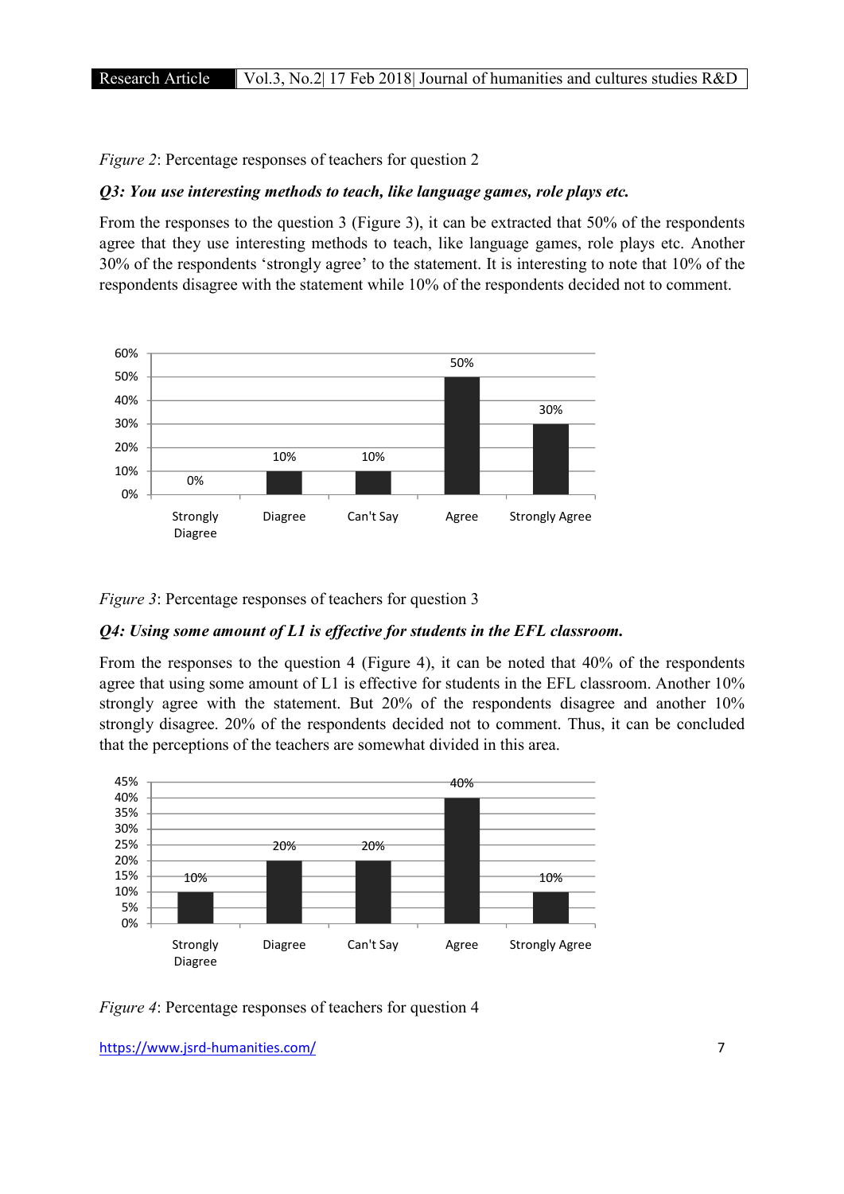*Figure 2*: Percentage responses of teachers for question 2

***Q3: You use interesting methods to teach, like language games, role plays etc.***

From the responses to the question 3 (Figure 3), it can be extracted that 50% of the respondents agree that they use interesting methods to teach, like language games, role plays etc. Another 30% of the respondents 'strongly agree' to the statement. It is interesting to note that 10% of the respondents disagree with the statement while 10% of the respondents decided not to comment.

*Figure 3*: Percentage responses of teachers for question 3

***Q4: Using some amount of L1 is effective for students in the EFL classroom.***

From the responses to the question 4 (Figure 4), it can be noted that 40% of the respondents agree that using some amount of L1 is effective for students in the EFL classroom. Another 10% strongly agree with the statement. But 20% of the respondents disagree and another 10% strongly disagree. 20% of the respondents decided not to comment. Thus, it can be concluded that the perceptions of the teachers are somewhat divided in this area.

*Figure 4*: Percentage responses of teachers for question 4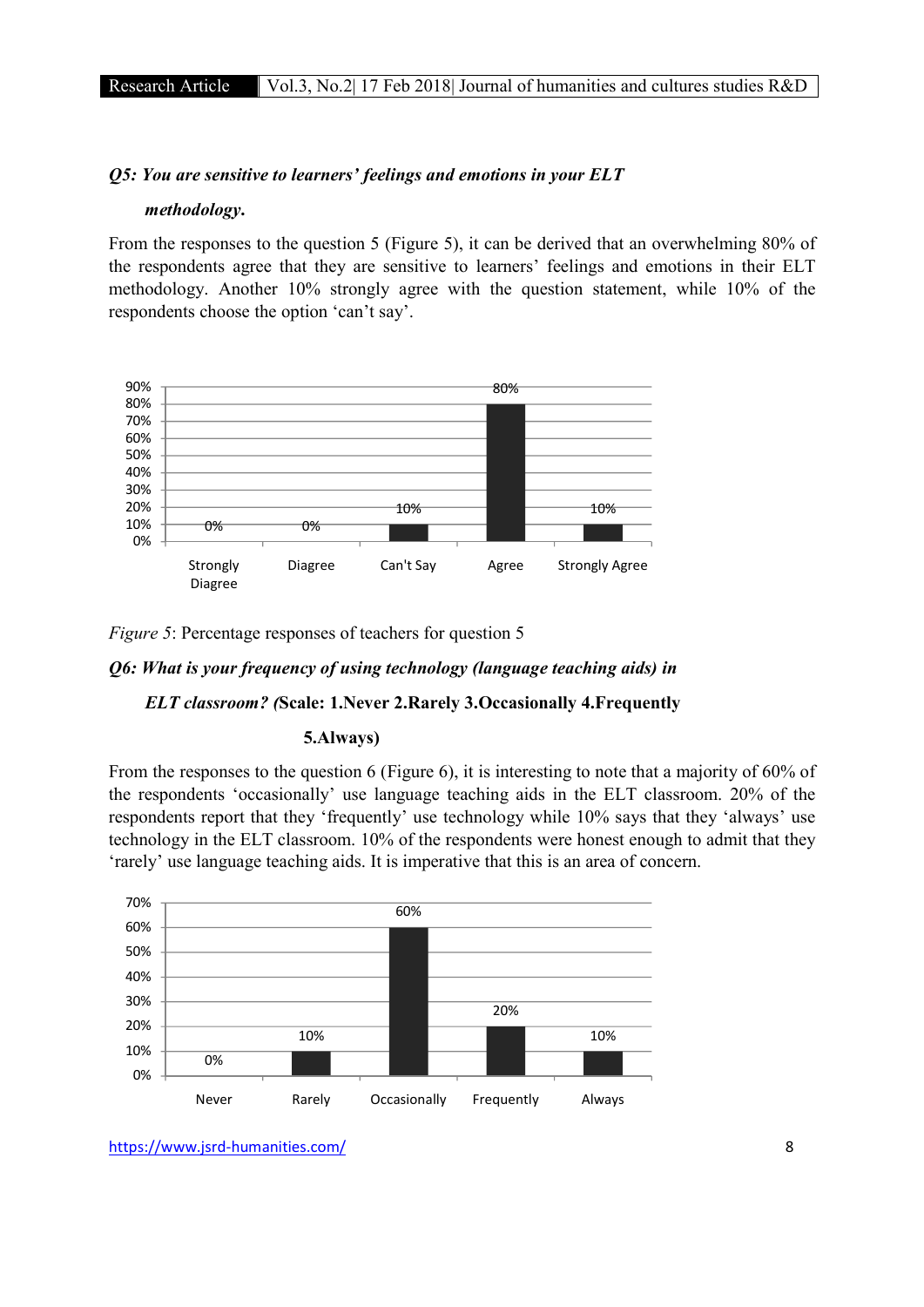***Q5: You are sensitive to learners' feelings and emotions in your ELT methodology.***

From the responses to the question 5 (Figure 5), it can be derived that an overwhelming 80% of the respondents agree that they are sensitive to learners' feelings and emotions in their ELT methodology. Another 10% strongly agree with the question statement, while 10% of the respondents choose the option 'can't say'.

| Strongly Diagree | Diagree | Can't Say | Agree | Strongly Agree |
| --- | --- | --- | --- | --- |
| 0% | 0% | 10% | 80% | 10% |

*Figure 5*: Percentage responses of teachers for question 5

***Q6: What is your frequency of using technology (language teaching aids) in ELT classroom? (*Scale: 1.Never 2.Rarely 3.Occasionally 4.Frequently 5.Always)**

From the responses to the question 6 (Figure 6), it is interesting to note that a majority of 60% of the respondents 'occasionally' use language teaching aids in the ELT classroom. 20% of the respondents report that they 'frequently' use technology while 10% says that they 'always' use technology in the ELT classroom. 10% of the respondents were honest enough to admit that they 'rarely' use language teaching aids. It is imperative that this is an area of concern.

| Never | Rarely | Occasionally | Frequently | Always |
| --- | --- | --- | --- | --- |
| 0% | 10% | 60% | 20% | 10% |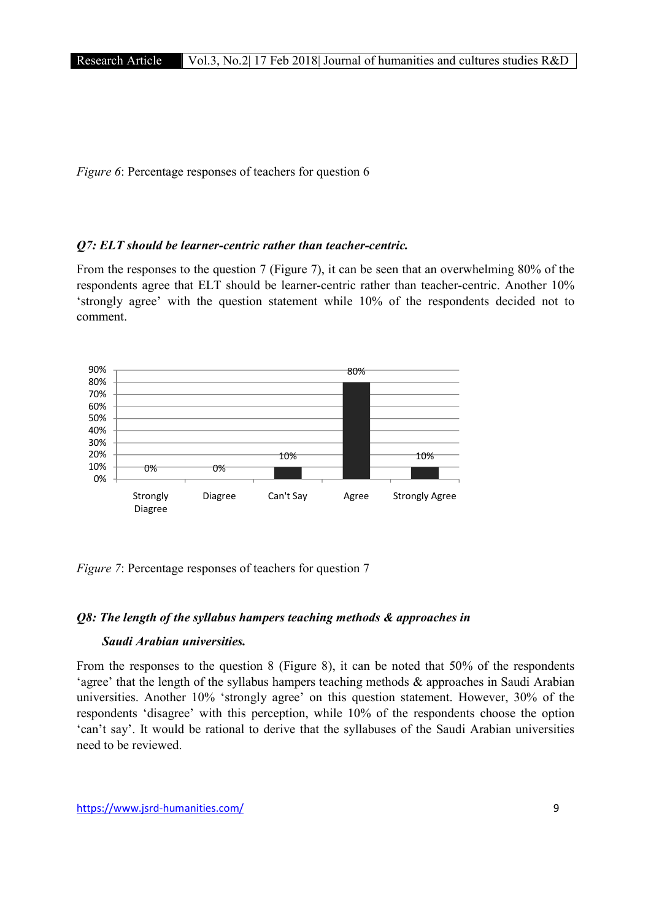*Figure 6*: Percentage responses of teachers for question 6

### *Q7: ELT should be learner-centric rather than teacher-centric.*

From the responses to the question 7 (Figure 7), it can be seen that an overwhelming 80% of the respondents agree that ELT should be learner-centric rather than teacher-centric. Another 10% 'strongly agree' with the question statement while 10% of the respondents decided not to comment.

| Response | Percentage |
|---|---|
| Strongly Diagree | 0% |
| Diagree | 0% |
| Can't Say | 10% |
| Agree | 80% |
| Strongly Agree | 10% |

*Figure 7*: Percentage responses of teachers for question 7

### *Q8: The length of the syllabus hampers teaching methods & approaches in Saudi Arabian universities.*

From the responses to the question 8 (Figure 8), it can be noted that 50% of the respondents 'agree' that the length of the syllabus hampers teaching methods & approaches in Saudi Arabian universities. Another 10% 'strongly agree' on this question statement. However, 30% of the respondents 'disagree' with this perception, while 10% of the respondents choose the option 'can't say'. It would be rational to derive that the syllabuses of the Saudi Arabian universities need to be reviewed.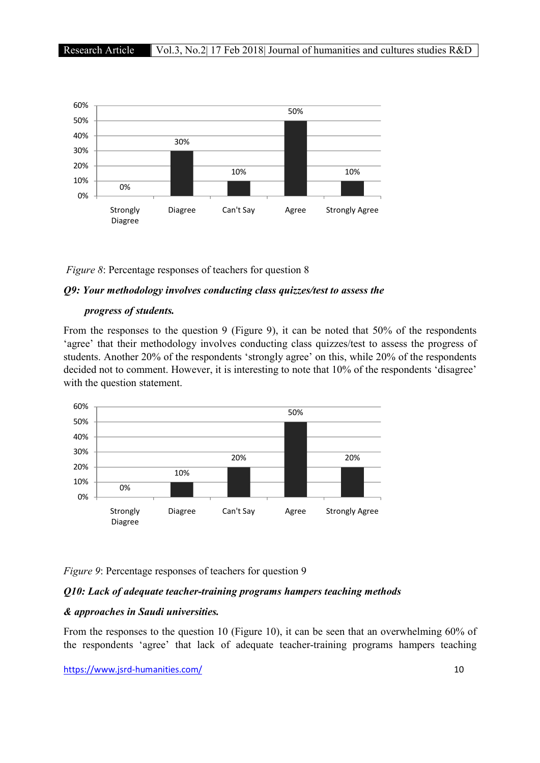*Figure 8*: Percentage responses of teachers for question 8

***Q9: Your methodology involves conducting class quizzes/test to assess the progress of students.***

From the responses to the question 9 (Figure 9), it can be noted that 50% of the respondents 'agree' that their methodology involves conducting class quizzes/test to assess the progress of students. Another 20% of the respondents 'strongly agree' on this, while 20% of the respondents decided not to comment. However, it is interesting to note that 10% of the respondents 'disagree' with the question statement.

*Figure 9*: Percentage responses of teachers for question 9

***Q10: Lack of adequate teacher-training programs hampers teaching methods & approaches in Saudi universities.***

From the responses to the question 10 (Figure 10), it can be seen that an overwhelming 60% of the respondents 'agree' that lack of adequate teacher-training programs hampers teaching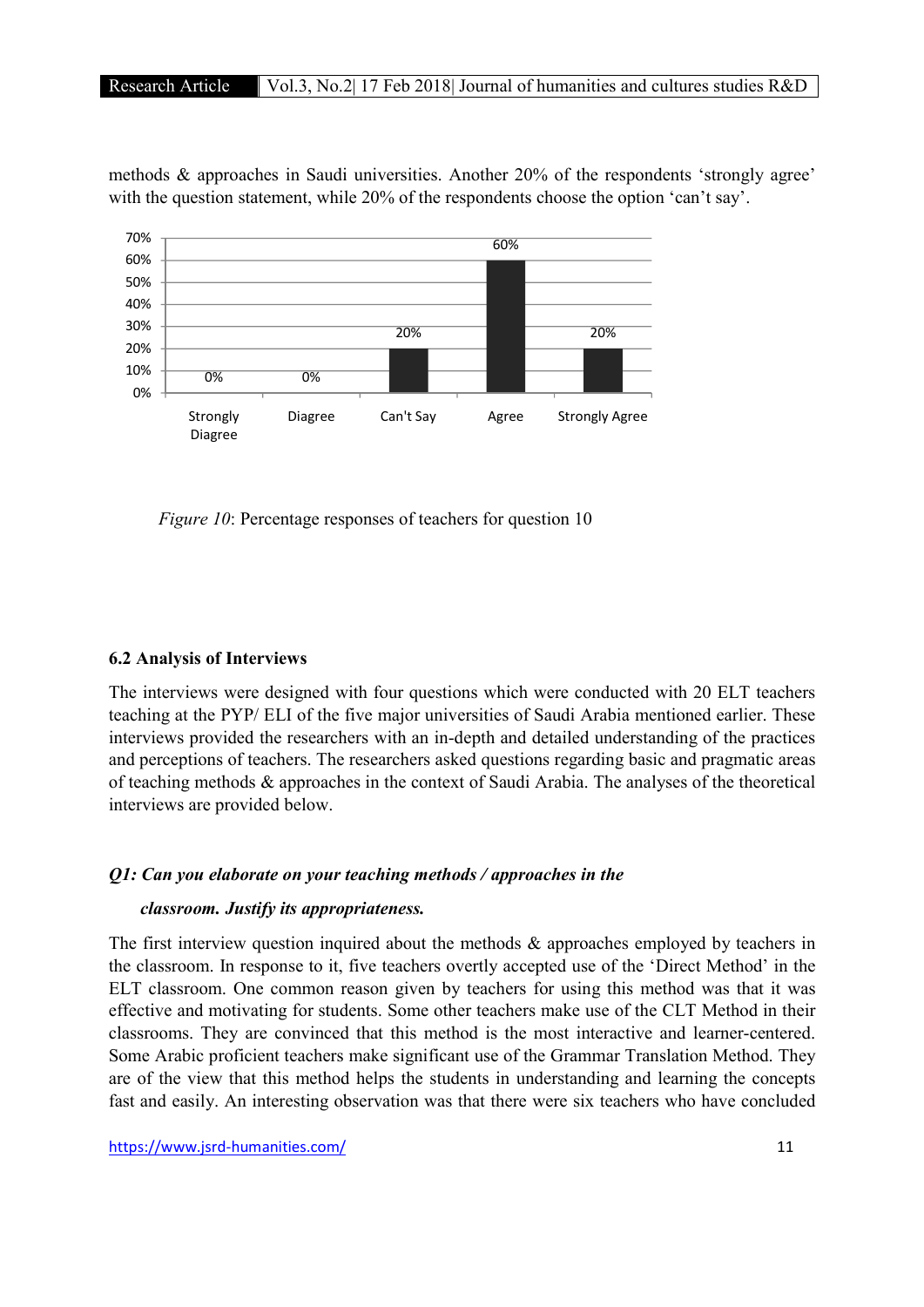methods & approaches in Saudi universities. Another 20% of the respondents 'strongly agree' with the question statement, while 20% of the respondents choose the option 'can't say'.

| Strongly Diagree | Diagree | Can't Say | Agree | Strongly Agree |
|---|---|---|---|---|
| 0% | 0% | 20% | 60% | 20% |

*Figure 10*: Percentage responses of teachers for question 10

### 6.2 Analysis of Interviews

The interviews were designed with four questions which were conducted with 20 ELT teachers teaching at the PYP/ ELI of the five major universities of Saudi Arabia mentioned earlier. These interviews provided the researchers with an in-depth and detailed understanding of the practices and perceptions of teachers. The researchers asked questions regarding basic and pragmatic areas of teaching methods & approaches in the context of Saudi Arabia. The analyses of the theoretical interviews are provided below.

***Q1: Can you elaborate on your teaching methods / approaches in the classroom. Justify its appropriateness.***

The first interview question inquired about the methods & approaches employed by teachers in the classroom. In response to it, five teachers overtly accepted use of the 'Direct Method' in the ELT classroom. One common reason given by teachers for using this method was that it was effective and motivating for students. Some other teachers make use of the CLT Method in their classrooms. They are convinced that this method is the most interactive and learner-centered. Some Arabic proficient teachers make significant use of the Grammar Translation Method. They are of the view that this method helps the students in understanding and learning the concepts fast and easily. An interesting observation was that there were six teachers who have concluded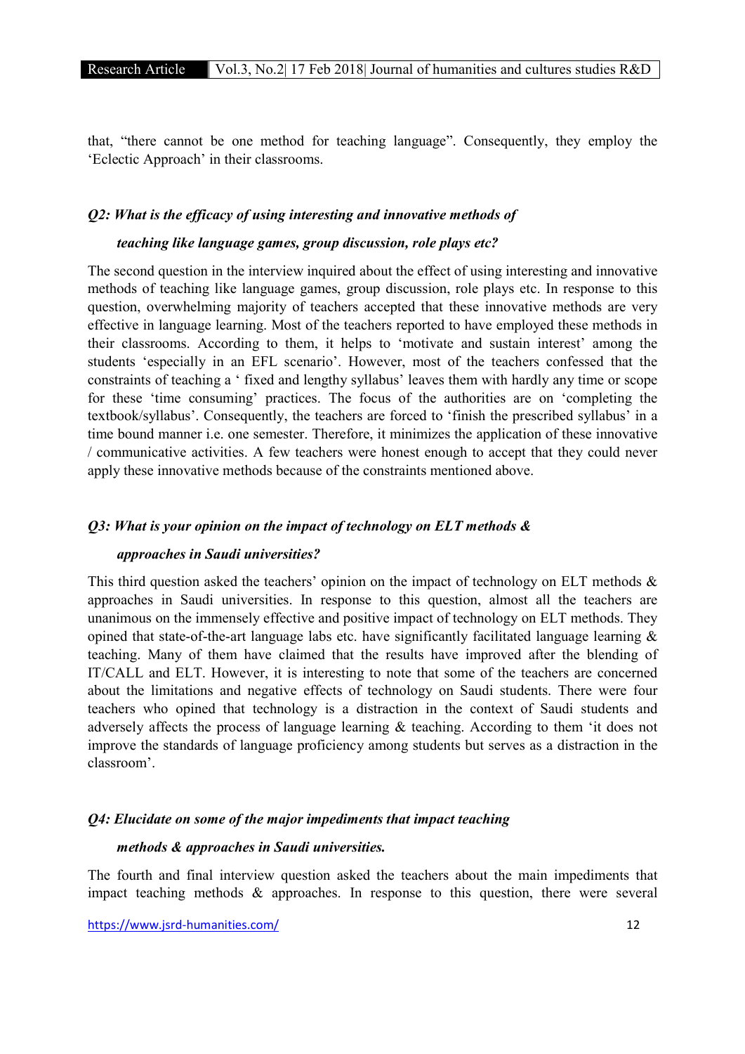that, "there cannot be one method for teaching language". Consequently, they employ the 'Eclectic Approach' in their classrooms.

### *Q2: What is the efficacy of using interesting and innovative methods of teaching like language games, group discussion, role plays etc?*

The second question in the interview inquired about the effect of using interesting and innovative methods of teaching like language games, group discussion, role plays etc. In response to this question, overwhelming majority of teachers accepted that these innovative methods are very effective in language learning. Most of the teachers reported to have employed these methods in their classrooms. According to them, it helps to 'motivate and sustain interest' among the students 'especially in an EFL scenario'. However, most of the teachers confessed that the constraints of teaching a ' fixed and lengthy syllabus' leaves them with hardly any time or scope for these 'time consuming' practices. The focus of the authorities are on 'completing the textbook/syllabus'. Consequently, the teachers are forced to 'finish the prescribed syllabus' in a time bound manner i.e. one semester. Therefore, it minimizes the application of these innovative / communicative activities. A few teachers were honest enough to accept that they could never apply these innovative methods because of the constraints mentioned above.

### *Q3: What is your opinion on the impact of technology on ELT methods & approaches in Saudi universities?*

This third question asked the teachers' opinion on the impact of technology on ELT methods & approaches in Saudi universities. In response to this question, almost all the teachers are unanimous on the immensely effective and positive impact of technology on ELT methods. They opined that state-of-the-art language labs etc. have significantly facilitated language learning & teaching. Many of them have claimed that the results have improved after the blending of IT/CALL and ELT. However, it is interesting to note that some of the teachers are concerned about the limitations and negative effects of technology on Saudi students. There were four teachers who opined that technology is a distraction in the context of Saudi students and adversely affects the process of language learning & teaching. According to them 'it does not improve the standards of language proficiency among students but serves as a distraction in the classroom'.

### *Q4: Elucidate on some of the major impediments that impact teaching methods & approaches in Saudi universities.*

The fourth and final interview question asked the teachers about the main impediments that impact teaching methods & approaches. In response to this question, there were several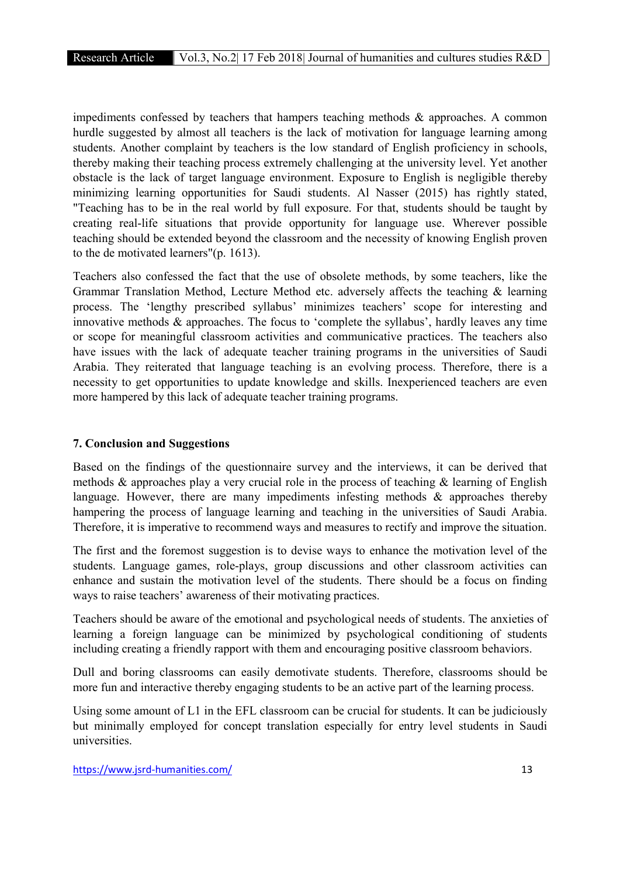impediments confessed by teachers that hampers teaching methods & approaches. A common hurdle suggested by almost all teachers is the lack of motivation for language learning among students. Another complaint by teachers is the low standard of English proficiency in schools, thereby making their teaching process extremely challenging at the university level. Yet another obstacle is the lack of target language environment. Exposure to English is negligible thereby minimizing learning opportunities for Saudi students. Al Nasser (2015) has rightly stated, "Teaching has to be in the real world by full exposure. For that, students should be taught by creating real-life situations that provide opportunity for language use. Wherever possible teaching should be extended beyond the classroom and the necessity of knowing English proven to the de motivated learners"(p. 1613).

Teachers also confessed the fact that the use of obsolete methods, by some teachers, like the Grammar Translation Method, Lecture Method etc. adversely affects the teaching & learning process. The 'lengthy prescribed syllabus' minimizes teachers' scope for interesting and innovative methods & approaches. The focus to 'complete the syllabus', hardly leaves any time or scope for meaningful classroom activities and communicative practices. The teachers also have issues with the lack of adequate teacher training programs in the universities of Saudi Arabia. They reiterated that language teaching is an evolving process. Therefore, there is a necessity to get opportunities to update knowledge and skills. Inexperienced teachers are even more hampered by this lack of adequate teacher training programs.

## 7. Conclusion and Suggestions

Based on the findings of the questionnaire survey and the interviews, it can be derived that methods & approaches play a very crucial role in the process of teaching & learning of English language. However, there are many impediments infesting methods & approaches thereby hampering the process of language learning and teaching in the universities of Saudi Arabia. Therefore, it is imperative to recommend ways and measures to rectify and improve the situation.

The first and the foremost suggestion is to devise ways to enhance the motivation level of the students. Language games, role-plays, group discussions and other classroom activities can enhance and sustain the motivation level of the students. There should be a focus on finding ways to raise teachers' awareness of their motivating practices.

Teachers should be aware of the emotional and psychological needs of students. The anxieties of learning a foreign language can be minimized by psychological conditioning of students including creating a friendly rapport with them and encouraging positive classroom behaviors.

Dull and boring classrooms can easily demotivate students. Therefore, classrooms should be more fun and interactive thereby engaging students to be an active part of the learning process.

Using some amount of L1 in the EFL classroom can be crucial for students. It can be judiciously but minimally employed for concept translation especially for entry level students in Saudi universities.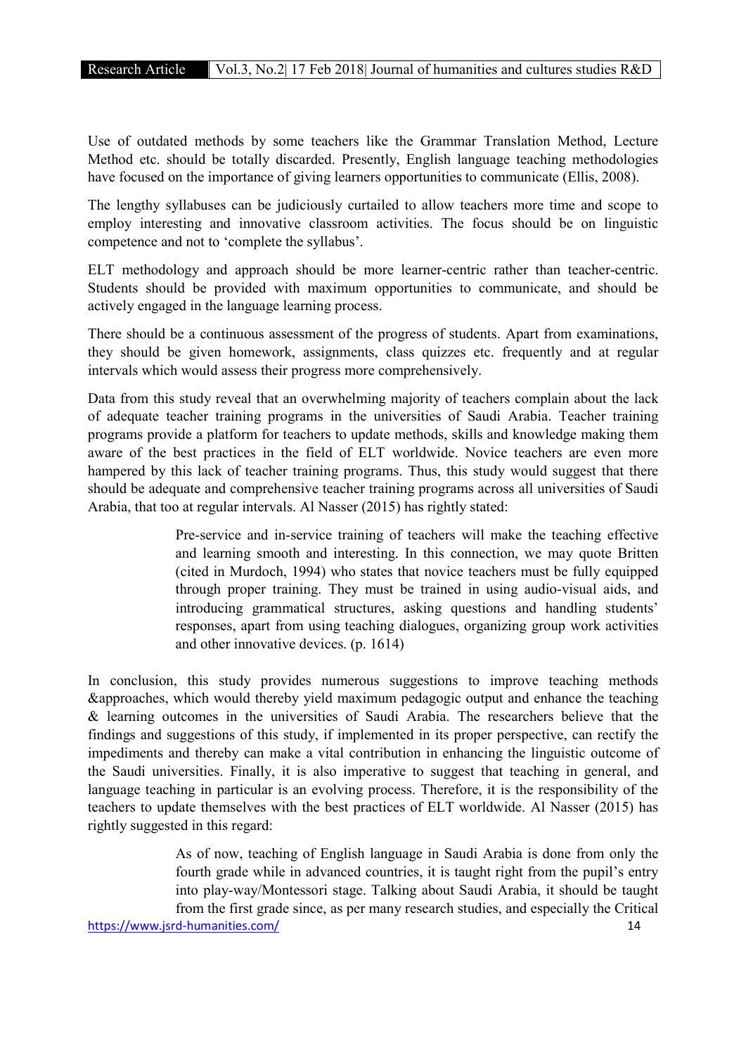Use of outdated methods by some teachers like the Grammar Translation Method, Lecture Method etc. should be totally discarded. Presently, English language teaching methodologies have focused on the importance of giving learners opportunities to communicate (Ellis, 2008).

The lengthy syllabuses can be judiciously curtailed to allow teachers more time and scope to employ interesting and innovative classroom activities. The focus should be on linguistic competence and not to 'complete the syllabus'.

ELT methodology and approach should be more learner-centric rather than teacher-centric. Students should be provided with maximum opportunities to communicate, and should be actively engaged in the language learning process.

There should be a continuous assessment of the progress of students. Apart from examinations, they should be given homework, assignments, class quizzes etc. frequently and at regular intervals which would assess their progress more comprehensively.

Data from this study reveal that an overwhelming majority of teachers complain about the lack of adequate teacher training programs in the universities of Saudi Arabia. Teacher training programs provide a platform for teachers to update methods, skills and knowledge making them aware of the best practices in the field of ELT worldwide. Novice teachers are even more hampered by this lack of teacher training programs. Thus, this study would suggest that there should be adequate and comprehensive teacher training programs across all universities of Saudi Arabia, that too at regular intervals. Al Nasser (2015) has rightly stated:

> Pre-service and in-service training of teachers will make the teaching effective and learning smooth and interesting. In this connection, we may quote Britten (cited in Murdoch, 1994) who states that novice teachers must be fully equipped through proper training. They must be trained in using audio-visual aids, and introducing grammatical structures, asking questions and handling students' responses, apart from using teaching dialogues, organizing group work activities and other innovative devices. (p. 1614)

In conclusion, this study provides numerous suggestions to improve teaching methods &approaches, which would thereby yield maximum pedagogic output and enhance the teaching & learning outcomes in the universities of Saudi Arabia. The researchers believe that the findings and suggestions of this study, if implemented in its proper perspective, can rectify the impediments and thereby can make a vital contribution in enhancing the linguistic outcome of the Saudi universities. Finally, it is also imperative to suggest that teaching in general, and language teaching in particular is an evolving process. Therefore, it is the responsibility of the teachers to update themselves with the best practices of ELT worldwide. Al Nasser (2015) has rightly suggested in this regard:

> As of now, teaching of English language in Saudi Arabia is done from only the fourth grade while in advanced countries, it is taught right from the pupil's entry into play-way/Montessori stage. Talking about Saudi Arabia, it should be taught from the first grade since, as per many research studies, and especially the Critical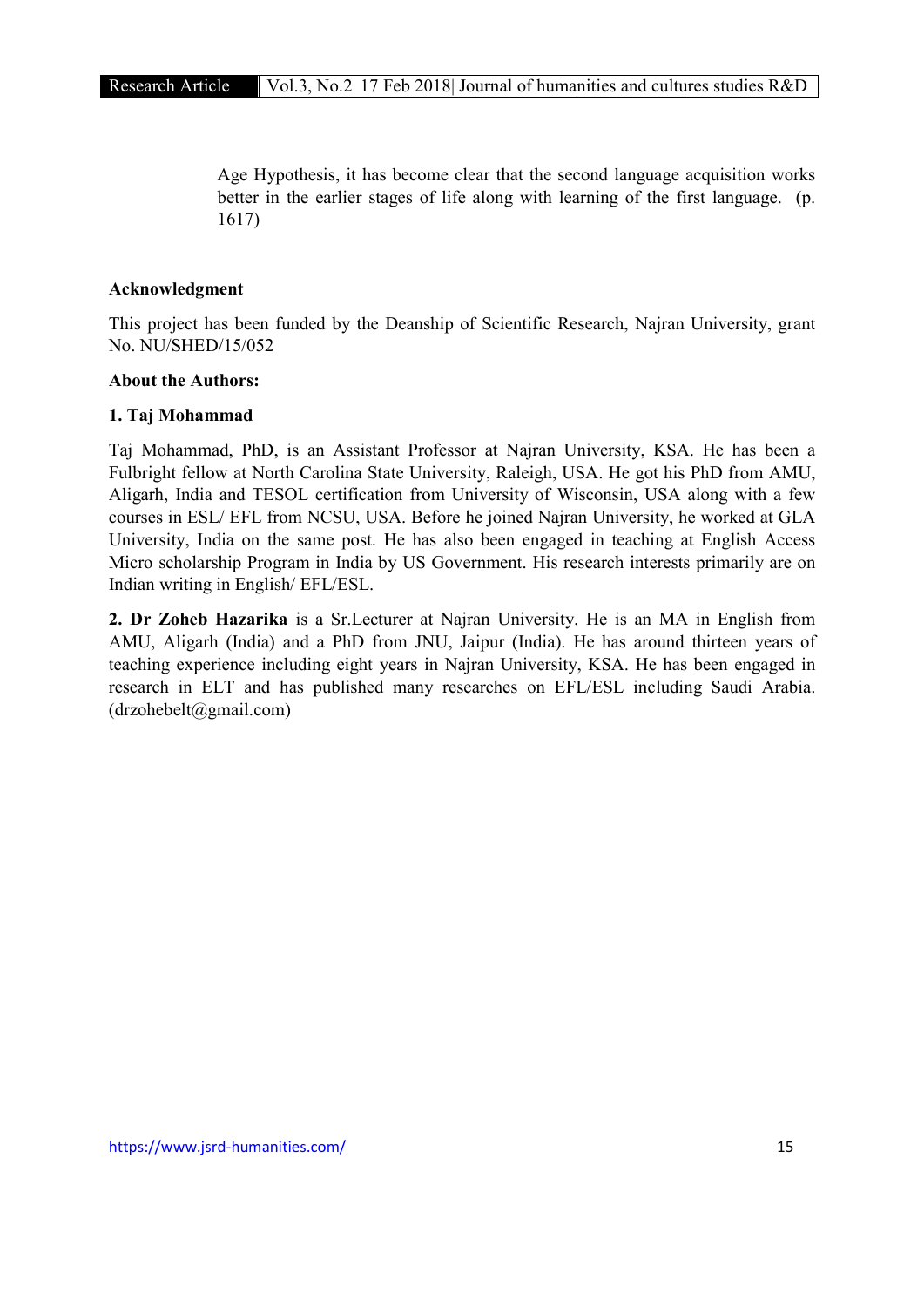> Age Hypothesis, it has become clear that the second language acquisition works better in the earlier stages of life along with learning of the first language. (p. 1617)

**Acknowledgment**

This project has been funded by the Deanship of Scientific Research, Najran University, grant No. NU/SHED/15/052

**About the Authors:**

**1. Taj Mohammad**

Taj Mohammad, PhD, is an Assistant Professor at Najran University, KSA. He has been a Fulbright fellow at North Carolina State University, Raleigh, USA. He got his PhD from AMU, Aligarh, India and TESOL certification from University of Wisconsin, USA along with a few courses in ESL/ EFL from NCSU, USA. Before he joined Najran University, he worked at GLA University, India on the same post. He has also been engaged in teaching at English Access Micro scholarship Program in India by US Government. His research interests primarily are on Indian writing in English/ EFL/ESL.

**2. Dr Zoheb Hazarika** is a Sr.Lecturer at Najran University. He is an MA in English from AMU, Aligarh (India) and a PhD from JNU, Jaipur (India). He has around thirteen years of teaching experience including eight years in Najran University, KSA. He has been engaged in research in ELT and has published many researches on EFL/ESL including Saudi Arabia. (drzohebelt@gmail.com)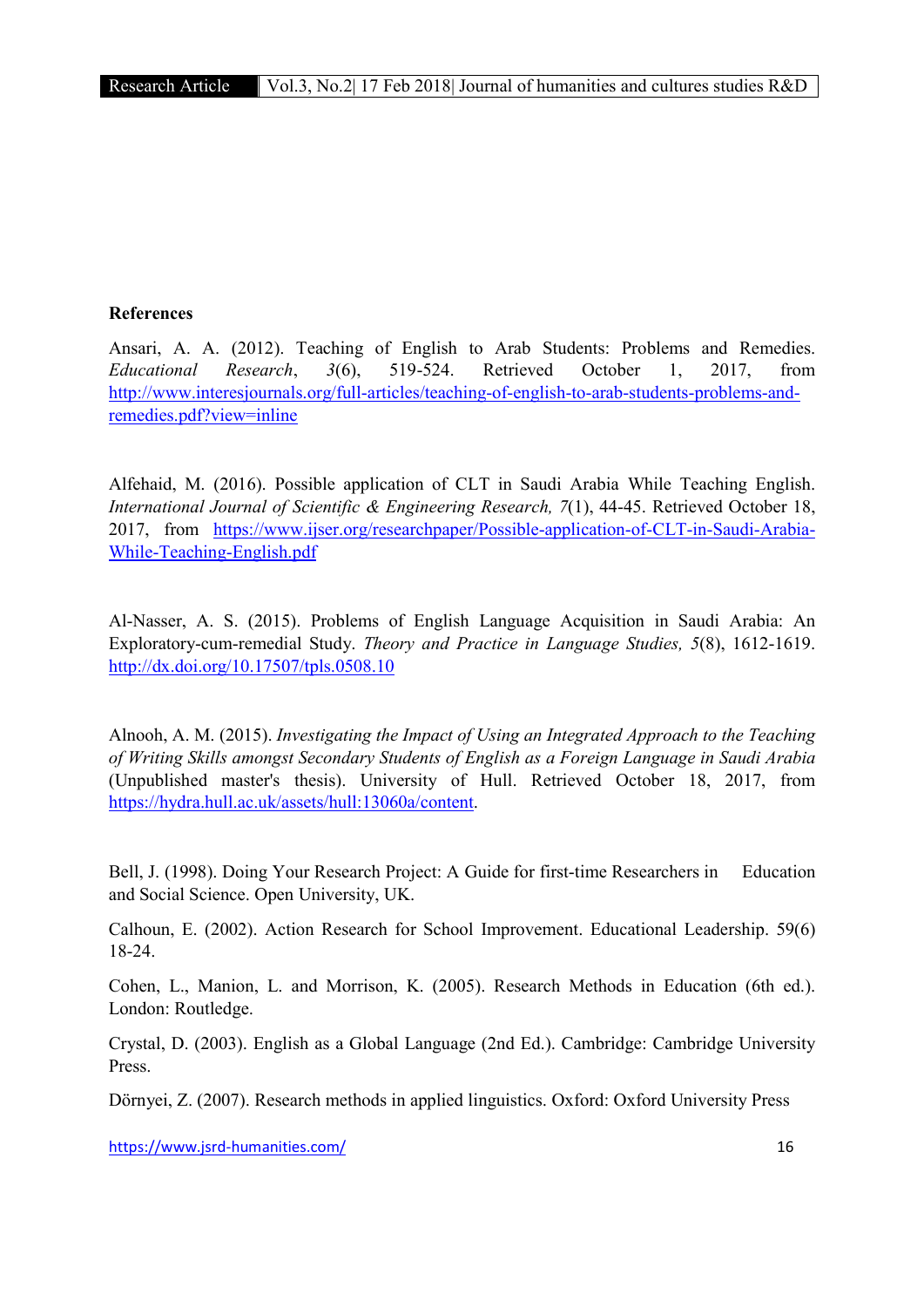**References**

Ansari, A. A. (2012). Teaching of English to Arab Students: Problems and Remedies. *Educational Research*, *3*(6), 519-524. Retrieved October 1, 2017, from http://www.interesjournals.org/full-articles/teaching-of-english-to-arab-students-problems-and-remedies.pdf?view=inline

Alfehaid, M. (2016). Possible application of CLT in Saudi Arabia While Teaching English. *International Journal of Scientific & Engineering Research, 7*(1), 44-45. Retrieved October 18, 2017, from https://www.ijser.org/researchpaper/Possible-application-of-CLT-in-Saudi-Arabia-While-Teaching-English.pdf

Al-Nasser, A. S. (2015). Problems of English Language Acquisition in Saudi Arabia: An Exploratory-cum-remedial Study. *Theory and Practice in Language Studies, 5*(8), 1612-1619. http://dx.doi.org/10.17507/tpls.0508.10

Alnooh, A. M. (2015). *Investigating the Impact of Using an Integrated Approach to the Teaching of Writing Skills amongst Secondary Students of English as a Foreign Language in Saudi Arabia* (Unpublished master's thesis). University of Hull. Retrieved October 18, 2017, from https://hydra.hull.ac.uk/assets/hull:13060a/content.

Bell, J. (1998). Doing Your Research Project: A Guide for first-time Researchers in Education and Social Science. Open University, UK.

Calhoun, E. (2002). Action Research for School Improvement. Educational Leadership. 59(6) 18-24.

Cohen, L., Manion, L. and Morrison, K. (2005). Research Methods in Education (6th ed.). London: Routledge.

Crystal, D. (2003). English as a Global Language (2nd Ed.). Cambridge: Cambridge University Press.

Dörnyei, Z. (2007). Research methods in applied linguistics. Oxford: Oxford University Press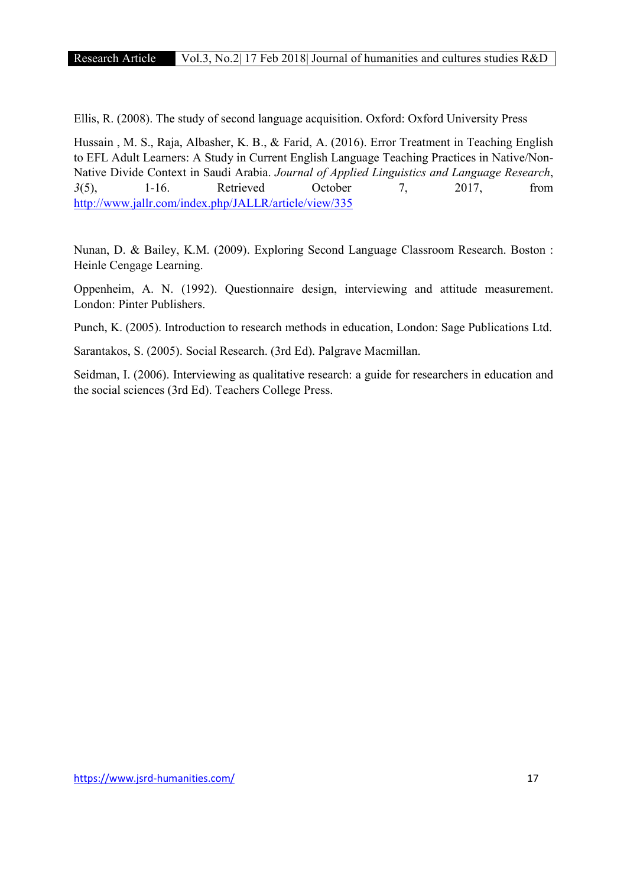Ellis, R. (2008). The study of second language acquisition. Oxford: Oxford University Press

Hussain , M. S., Raja, Albasher, K. B., & Farid, A. (2016). Error Treatment in Teaching English to EFL Adult Learners: A Study in Current English Language Teaching Practices in Native/Non-Native Divide Context in Saudi Arabia. *Journal of Applied Linguistics and Language Research*, *3*(5), 1-16. Retrieved October 7, 2017, from http://www.jallr.com/index.php/JALLR/article/view/335

Nunan, D. & Bailey, K.M. (2009). Exploring Second Language Classroom Research. Boston : Heinle Cengage Learning.

Oppenheim, A. N. (1992). Questionnaire design, interviewing and attitude measurement. London: Pinter Publishers.

Punch, K. (2005). Introduction to research methods in education, London: Sage Publications Ltd.

Sarantakos, S. (2005). Social Research. (3rd Ed). Palgrave Macmillan.

Seidman, I. (2006). Interviewing as qualitative research: a guide for researchers in education and the social sciences (3rd Ed). Teachers College Press.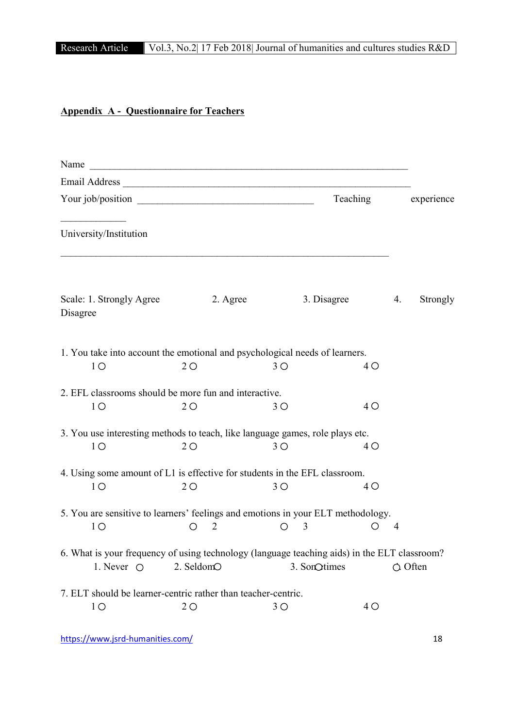## Appendix A - Questionnaire for Teachers

Name ____________________________________________________________

Email Address ______________________________________________________

Your job/position ________________________________ Teaching experience ____________

University/Institution

______________________________________________________________

Scale: 1. Strongly Agree 2. Agree 3. Disagree 4. Strongly Disagree

1. You take into account the emotional and psychological needs of learners.

   1 ○ 2 ○ 3 ○ 4 ○

2. EFL classrooms should be more fun and interactive.

   1 ○ 2 ○ 3 ○ 4 ○

3. You use interesting methods to teach, like language games, role plays etc.

   1 ○ 2 ○ 3 ○ 4 ○

4. Using some amount of L1 is effective for students in the EFL classroom.

   1 ○ 2 ○ 3 ○ 4 ○

5. You are sensitive to learners' feelings and emotions in your ELT methodology.

   1 ○ ○ 2 ○ 3 ○ 4

6. What is your frequency of using technology (language teaching aids) in the ELT classroom?

   1. Never ○ 2. Seldom○ 3. Sometimes ○ Often

7. ELT should be learner-centric rather than teacher-centric.

   1 ○ 2 ○ 3 ○ 4 ○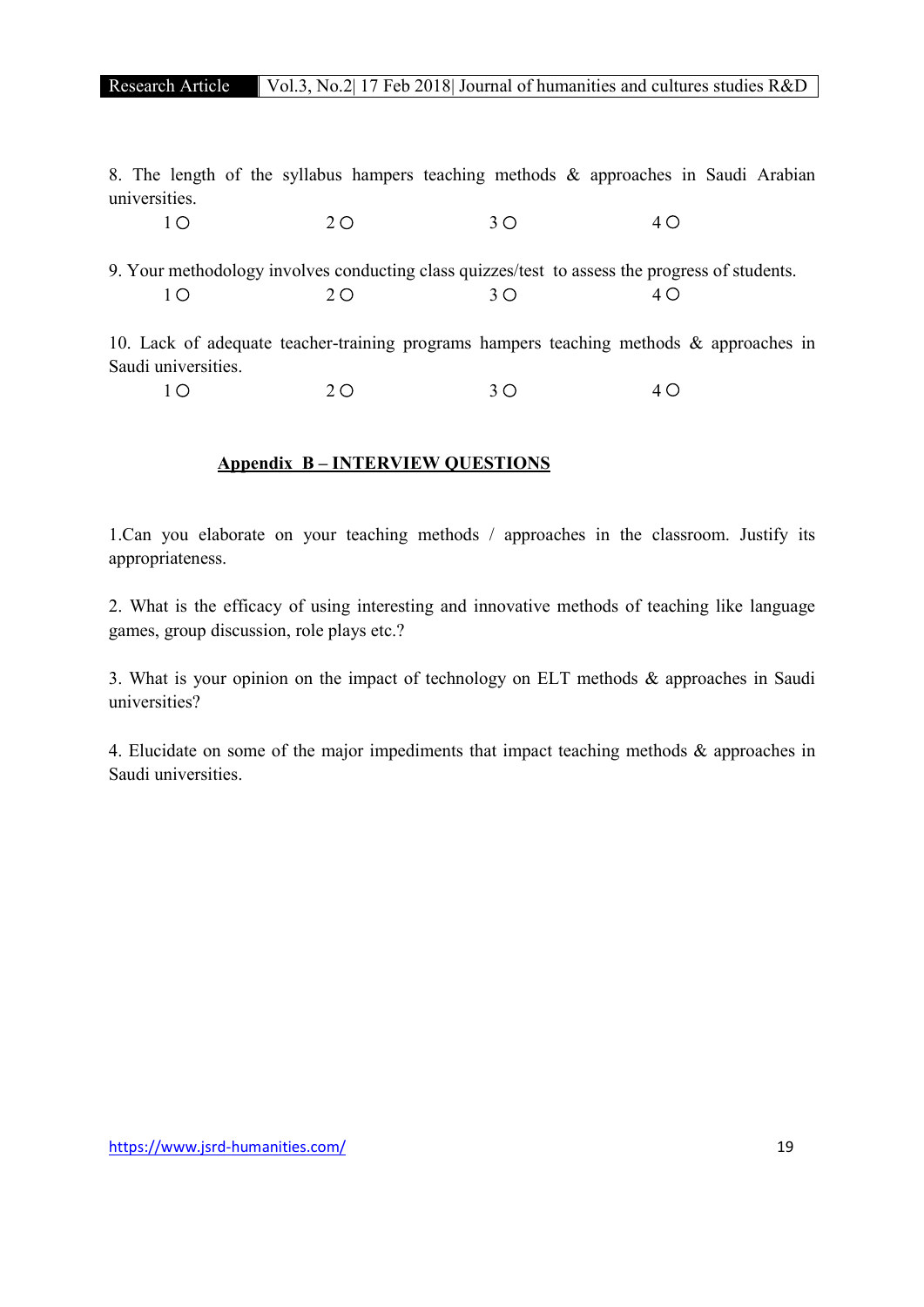8. The length of the syllabus hampers teaching methods & approaches in Saudi Arabian universities.

1 ○ 2 ○ 3 ○ 4 ○

9. Your methodology involves conducting class quizzes/test to assess the progress of students.

1 ○ 2 ○ 3 ○ 4 ○

10. Lack of adequate teacher-training programs hampers teaching methods & approaches in Saudi universities.

1 ○ 2 ○ 3 ○ 4 ○

## Appendix B – INTERVIEW QUESTIONS

1.Can you elaborate on your teaching methods / approaches in the classroom. Justify its appropriateness.

2. What is the efficacy of using interesting and innovative methods of teaching like language games, group discussion, role plays etc.?

3. What is your opinion on the impact of technology on ELT methods & approaches in Saudi universities?

4. Elucidate on some of the major impediments that impact teaching methods & approaches in Saudi universities.